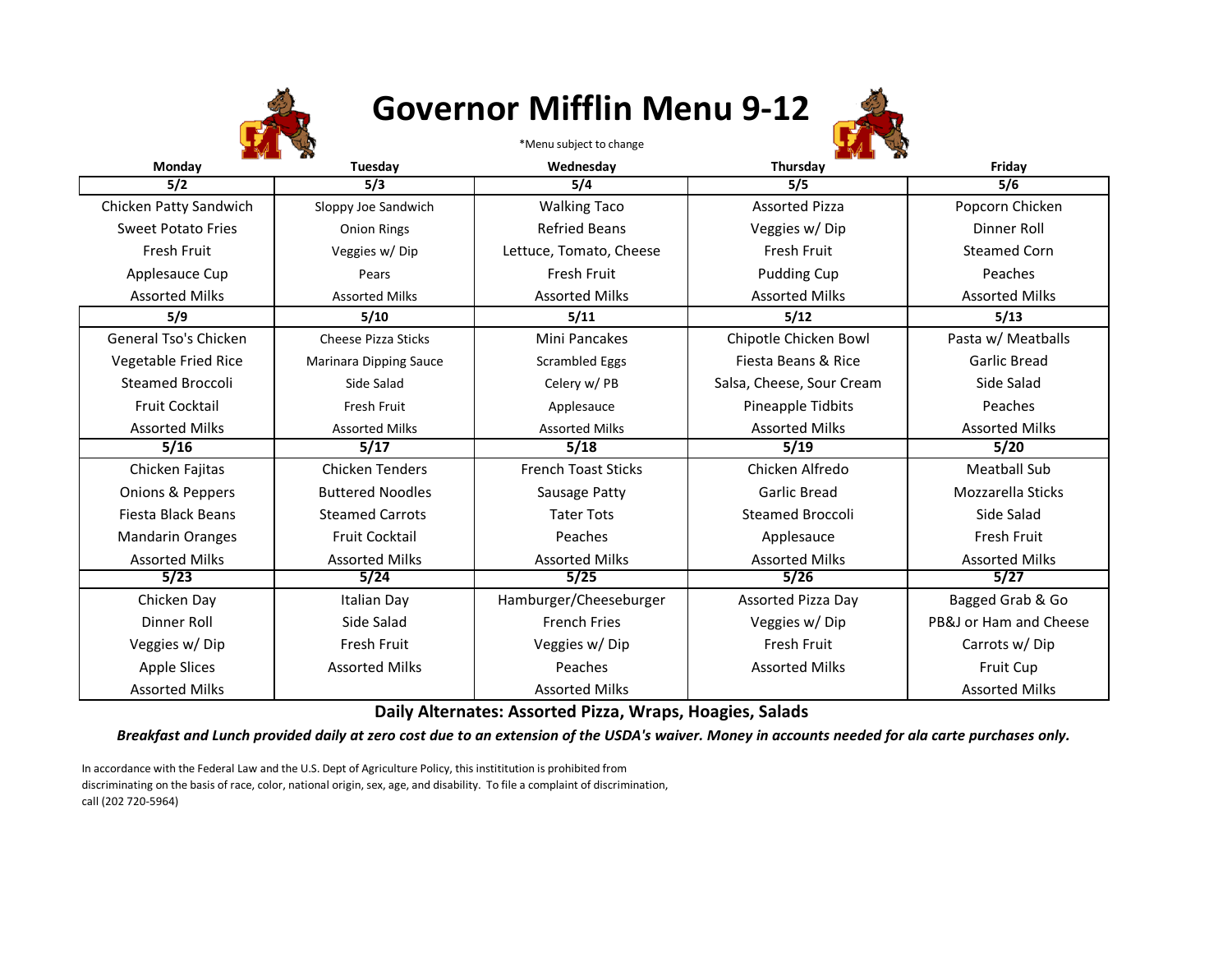# Governor Mifflin Menu 9-12

*Menu subject to change

| Monday | Tuesday | Wednesday | Thursday | Friday |
|---|---|---|---|---|
| **5/2** | **5/3** | **5/4** | **5/5** | **5/6** |
| Chicken Patty Sandwich | Sloppy Joe Sandwich | Walking Taco | Assorted Pizza | Popcorn Chicken |
| Sweet Potato Fries | Onion Rings | Refried Beans | Veggies w/ Dip | Dinner Roll |
| Fresh Fruit | Veggies w/ Dip | Lettuce, Tomato, Cheese | Fresh Fruit | Steamed Corn |
| Applesauce Cup | Pears | Fresh Fruit | Pudding Cup | Peaches |
| Assorted Milks | Assorted Milks | Assorted Milks | Assorted Milks | Assorted Milks |
| **5/9** | **5/10** | **5/11** | **5/12** | **5/13** |
| General Tso's Chicken | Cheese Pizza Sticks | Mini Pancakes | Chipotle Chicken Bowl | Pasta w/ Meatballs |
| Vegetable Fried Rice | Marinara Dipping Sauce | Scrambled Eggs | Fiesta Beans & Rice | Garlic Bread |
| Steamed Broccoli | Side Salad | Celery w/ PB | Salsa, Cheese, Sour Cream | Side Salad |
| Fruit Cocktail | Fresh Fruit | Applesauce | Pineapple Tidbits | Peaches |
| Assorted Milks | Assorted Milks | Assorted Milks | Assorted Milks | Assorted Milks |
| **5/16** | **5/17** | **5/18** | **5/19** | **5/20** |
| Chicken Fajitas | Chicken Tenders | French Toast Sticks | Chicken Alfredo | Meatball Sub |
| Onions & Peppers | Buttered Noodles | Sausage Patty | Garlic Bread | Mozzarella Sticks |
| Fiesta Black Beans | Steamed Carrots | Tater Tots | Steamed Broccoli | Side Salad |
| Mandarin Oranges | Fruit Cocktail | Peaches | Applesauce | Fresh Fruit |
| Assorted Milks | Assorted Milks | Assorted Milks | Assorted Milks | Assorted Milks |
| **5/23** | **5/24** | **5/25** | **5/26** | **5/27** |
| Chicken Day | Italian Day | Hamburger/Cheeseburger | Assorted Pizza Day | Bagged Grab & Go |
| Dinner Roll | Side Salad | French Fries | Veggies w/ Dip | PB&J or Ham and Cheese |
| Veggies w/ Dip | Fresh Fruit | Veggies w/ Dip | Fresh Fruit | Carrots w/ Dip |
| Apple Slices | Assorted Milks | Peaches | Assorted Milks | Fruit Cup |
| Assorted Milks | | Assorted Milks | | Assorted Milks |

**Daily Alternates: Assorted Pizza, Wraps, Hoagies, Salads**

***Breakfast and Lunch provided daily at zero cost due to an extension of the USDA's waiver. Money in accounts needed for ala carte purchases only.***

In accordance with the Federal Law and the U.S. Dept of Agriculture Policy, this instititution is prohibited from discriminating on the basis of race, color, national origin, sex, age, and disability. To file a complaint of discrimination, call (202 720-5964)